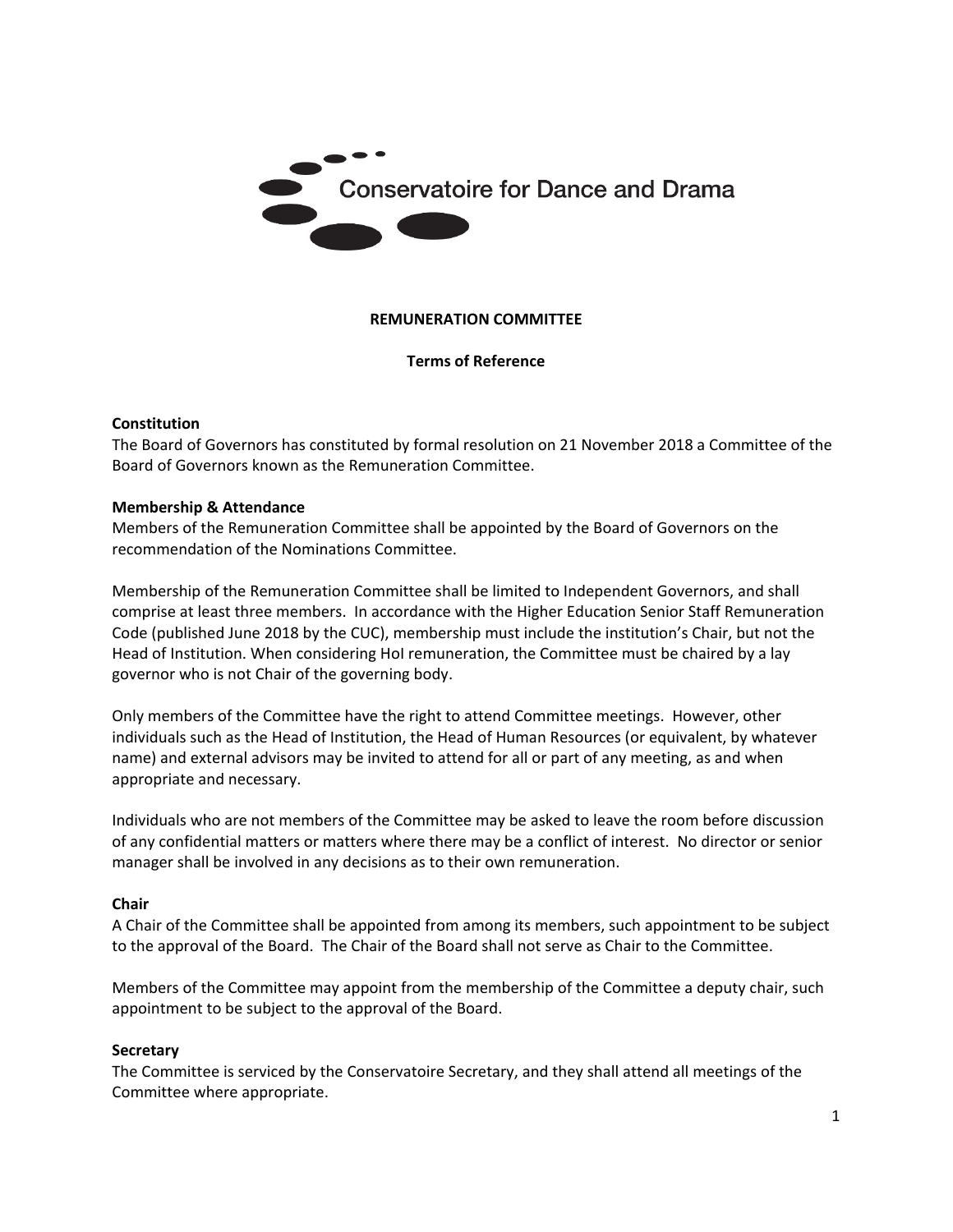Conservatoire for Dance and Drama

**REMUNERATION COMMITTEE**

**Terms of Reference**

**Constitution**

The Board of Governors has constituted by formal resolution on 21 November 2018 a Committee of the Board of Governors known as the Remuneration Committee.

**Membership & Attendance**

Members of the Remuneration Committee shall be appointed by the Board of Governors on the recommendation of the Nominations Committee.

Membership of the Remuneration Committee shall be limited to Independent Governors, and shall comprise at least three members. In accordance with the Higher Education Senior Staff Remuneration Code (published June 2018 by the CUC), membership must include the institution's Chair, but not the Head of Institution. When considering HoI remuneration, the Committee must be chaired by a lay governor who is not Chair of the governing body.

Only members of the Committee have the right to attend Committee meetings. However, other individuals such as the Head of Institution, the Head of Human Resources (or equivalent, by whatever name) and external advisors may be invited to attend for all or part of any meeting, as and when appropriate and necessary.

Individuals who are not members of the Committee may be asked to leave the room before discussion of any confidential matters or matters where there may be a conflict of interest. No director or senior manager shall be involved in any decisions as to their own remuneration.

**Chair**

A Chair of the Committee shall be appointed from among its members, such appointment to be subject to the approval of the Board. The Chair of the Board shall not serve as Chair to the Committee.

Members of the Committee may appoint from the membership of the Committee a deputy chair, such appointment to be subject to the approval of the Board.

**Secretary**

The Committee is serviced by the Conservatoire Secretary, and they shall attend all meetings of the Committee where appropriate.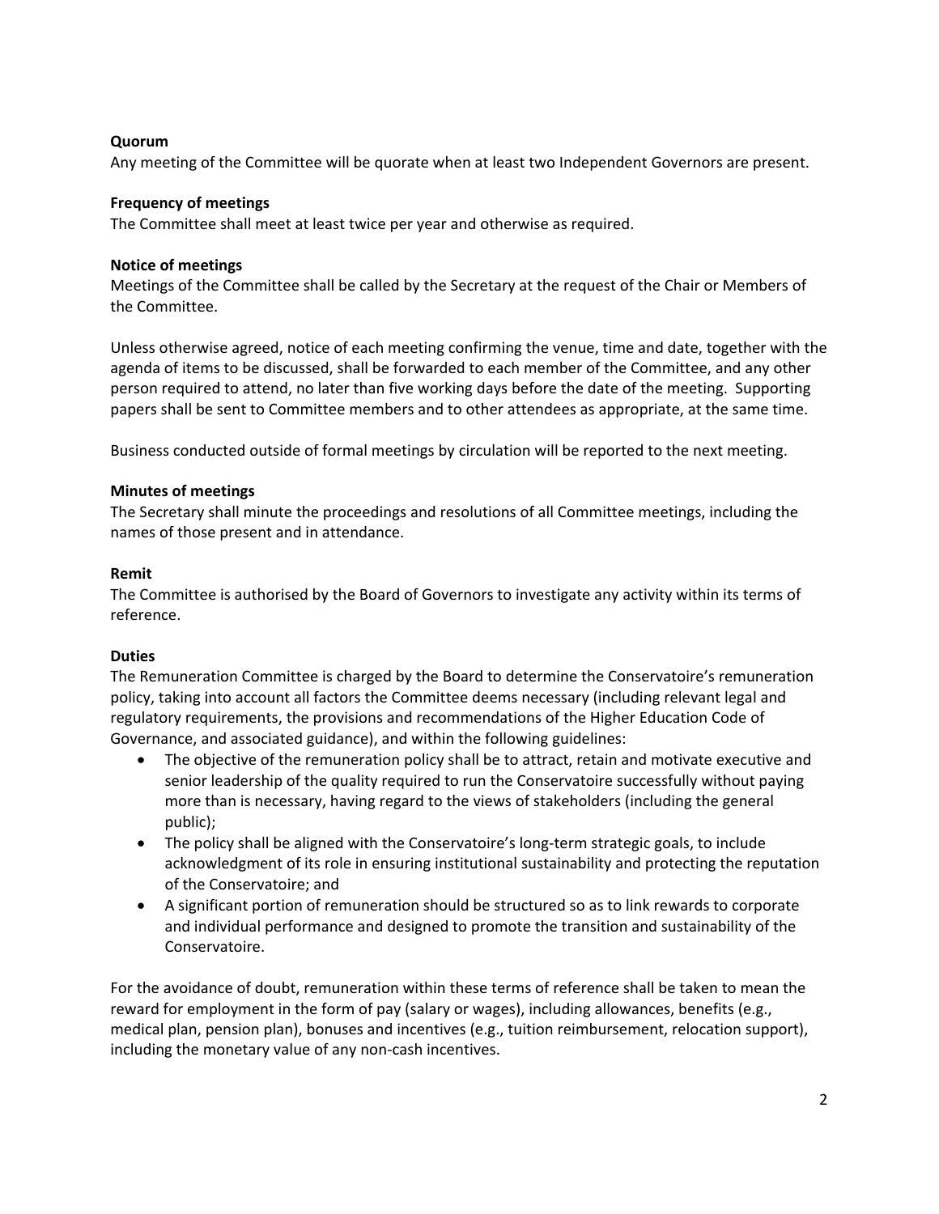**Quorum**

Any meeting of the Committee will be quorate when at least two Independent Governors are present.

**Frequency of meetings**

The Committee shall meet at least twice per year and otherwise as required.

**Notice of meetings**

Meetings of the Committee shall be called by the Secretary at the request of the Chair or Members of the Committee.

Unless otherwise agreed, notice of each meeting confirming the venue, time and date, together with the agenda of items to be discussed, shall be forwarded to each member of the Committee, and any other person required to attend, no later than five working days before the date of the meeting. Supporting papers shall be sent to Committee members and to other attendees as appropriate, at the same time.

Business conducted outside of formal meetings by circulation will be reported to the next meeting.

**Minutes of meetings**

The Secretary shall minute the proceedings and resolutions of all Committee meetings, including the names of those present and in attendance.

**Remit**

The Committee is authorised by the Board of Governors to investigate any activity within its terms of reference.

**Duties**

The Remuneration Committee is charged by the Board to determine the Conservatoire's remuneration policy, taking into account all factors the Committee deems necessary (including relevant legal and regulatory requirements, the provisions and recommendations of the Higher Education Code of Governance, and associated guidance), and within the following guidelines:

- The objective of the remuneration policy shall be to attract, retain and motivate executive and senior leadership of the quality required to run the Conservatoire successfully without paying more than is necessary, having regard to the views of stakeholders (including the general public);
- The policy shall be aligned with the Conservatoire's long-term strategic goals, to include acknowledgment of its role in ensuring institutional sustainability and protecting the reputation of the Conservatoire; and
- A significant portion of remuneration should be structured so as to link rewards to corporate and individual performance and designed to promote the transition and sustainability of the Conservatoire.

For the avoidance of doubt, remuneration within these terms of reference shall be taken to mean the reward for employment in the form of pay (salary or wages), including allowances, benefits (e.g., medical plan, pension plan), bonuses and incentives (e.g., tuition reimbursement, relocation support), including the monetary value of any non-cash incentives.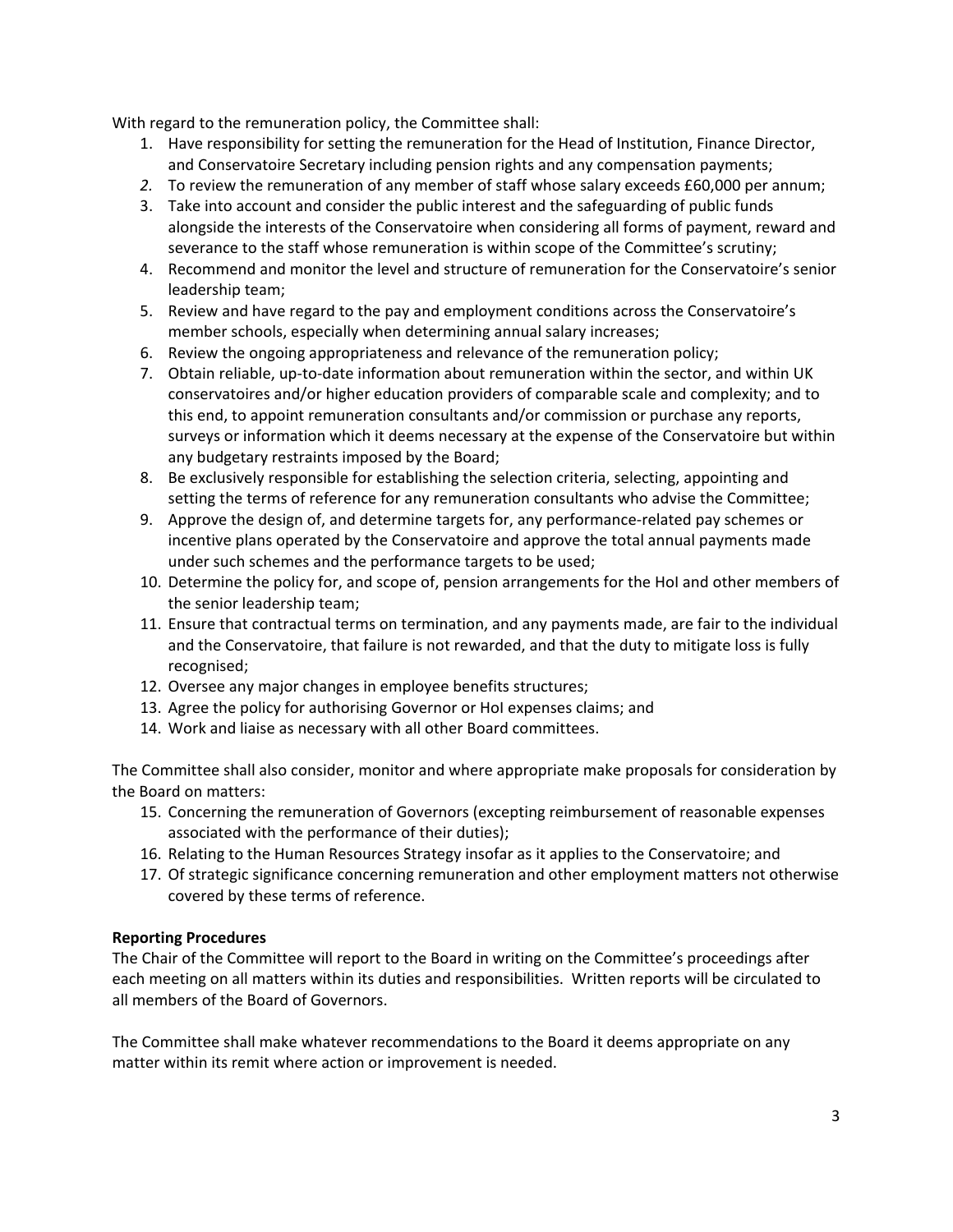With regard to the remuneration policy, the Committee shall:

1. Have responsibility for setting the remuneration for the Head of Institution, Finance Director, and Conservatoire Secretary including pension rights and any compensation payments;
2. To review the remuneration of any member of staff whose salary exceeds £60,000 per annum;
3. Take into account and consider the public interest and the safeguarding of public funds alongside the interests of the Conservatoire when considering all forms of payment, reward and severance to the staff whose remuneration is within scope of the Committee's scrutiny;
4. Recommend and monitor the level and structure of remuneration for the Conservatoire's senior leadership team;
5. Review and have regard to the pay and employment conditions across the Conservatoire's member schools, especially when determining annual salary increases;
6. Review the ongoing appropriateness and relevance of the remuneration policy;
7. Obtain reliable, up-to-date information about remuneration within the sector, and within UK conservatoires and/or higher education providers of comparable scale and complexity; and to this end, to appoint remuneration consultants and/or commission or purchase any reports, surveys or information which it deems necessary at the expense of the Conservatoire but within any budgetary restraints imposed by the Board;
8. Be exclusively responsible for establishing the selection criteria, selecting, appointing and setting the terms of reference for any remuneration consultants who advise the Committee;
9. Approve the design of, and determine targets for, any performance-related pay schemes or incentive plans operated by the Conservatoire and approve the total annual payments made under such schemes and the performance targets to be used;
10. Determine the policy for, and scope of, pension arrangements for the HoI and other members of the senior leadership team;
11. Ensure that contractual terms on termination, and any payments made, are fair to the individual and the Conservatoire, that failure is not rewarded, and that the duty to mitigate loss is fully recognised;
12. Oversee any major changes in employee benefits structures;
13. Agree the policy for authorising Governor or HoI expenses claims; and
14. Work and liaise as necessary with all other Board committees.

The Committee shall also consider, monitor and where appropriate make proposals for consideration by the Board on matters:

15. Concerning the remuneration of Governors (excepting reimbursement of reasonable expenses associated with the performance of their duties);
16. Relating to the Human Resources Strategy insofar as it applies to the Conservatoire; and
17. Of strategic significance concerning remuneration and other employment matters not otherwise covered by these terms of reference.

**Reporting Procedures**

The Chair of the Committee will report to the Board in writing on the Committee's proceedings after each meeting on all matters within its duties and responsibilities. Written reports will be circulated to all members of the Board of Governors.

The Committee shall make whatever recommendations to the Board it deems appropriate on any matter within its remit where action or improvement is needed.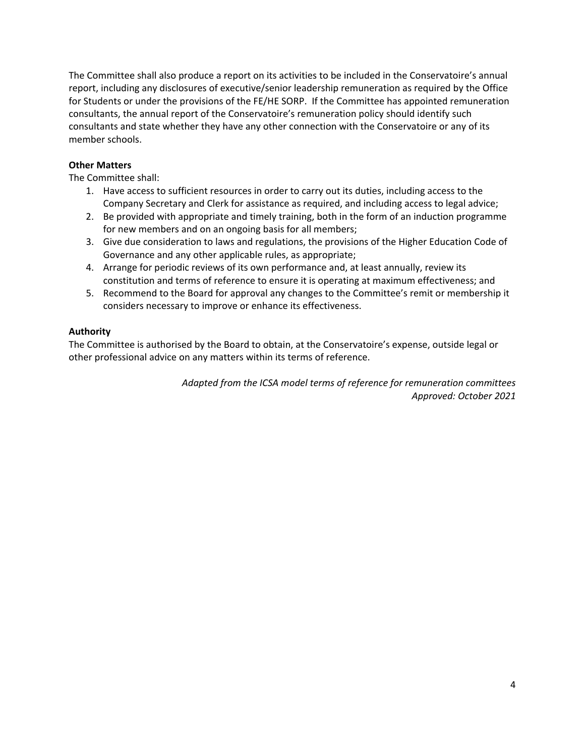The Committee shall also produce a report on its activities to be included in the Conservatoire's annual report, including any disclosures of executive/senior leadership remuneration as required by the Office for Students or under the provisions of the FE/HE SORP. If the Committee has appointed remuneration consultants, the annual report of the Conservatoire's remuneration policy should identify such consultants and state whether they have any other connection with the Conservatoire or any of its member schools.

**Other Matters**

The Committee shall:

1. Have access to sufficient resources in order to carry out its duties, including access to the Company Secretary and Clerk for assistance as required, and including access to legal advice;
2. Be provided with appropriate and timely training, both in the form of an induction programme for new members and on an ongoing basis for all members;
3. Give due consideration to laws and regulations, the provisions of the Higher Education Code of Governance and any other applicable rules, as appropriate;
4. Arrange for periodic reviews of its own performance and, at least annually, review its constitution and terms of reference to ensure it is operating at maximum effectiveness; and
5. Recommend to the Board for approval any changes to the Committee's remit or membership it considers necessary to improve or enhance its effectiveness.

**Authority**

The Committee is authorised by the Board to obtain, at the Conservatoire's expense, outside legal or other professional advice on any matters within its terms of reference.

*Adapted from the ICSA model terms of reference for remuneration committees*
*Approved: October 2021*